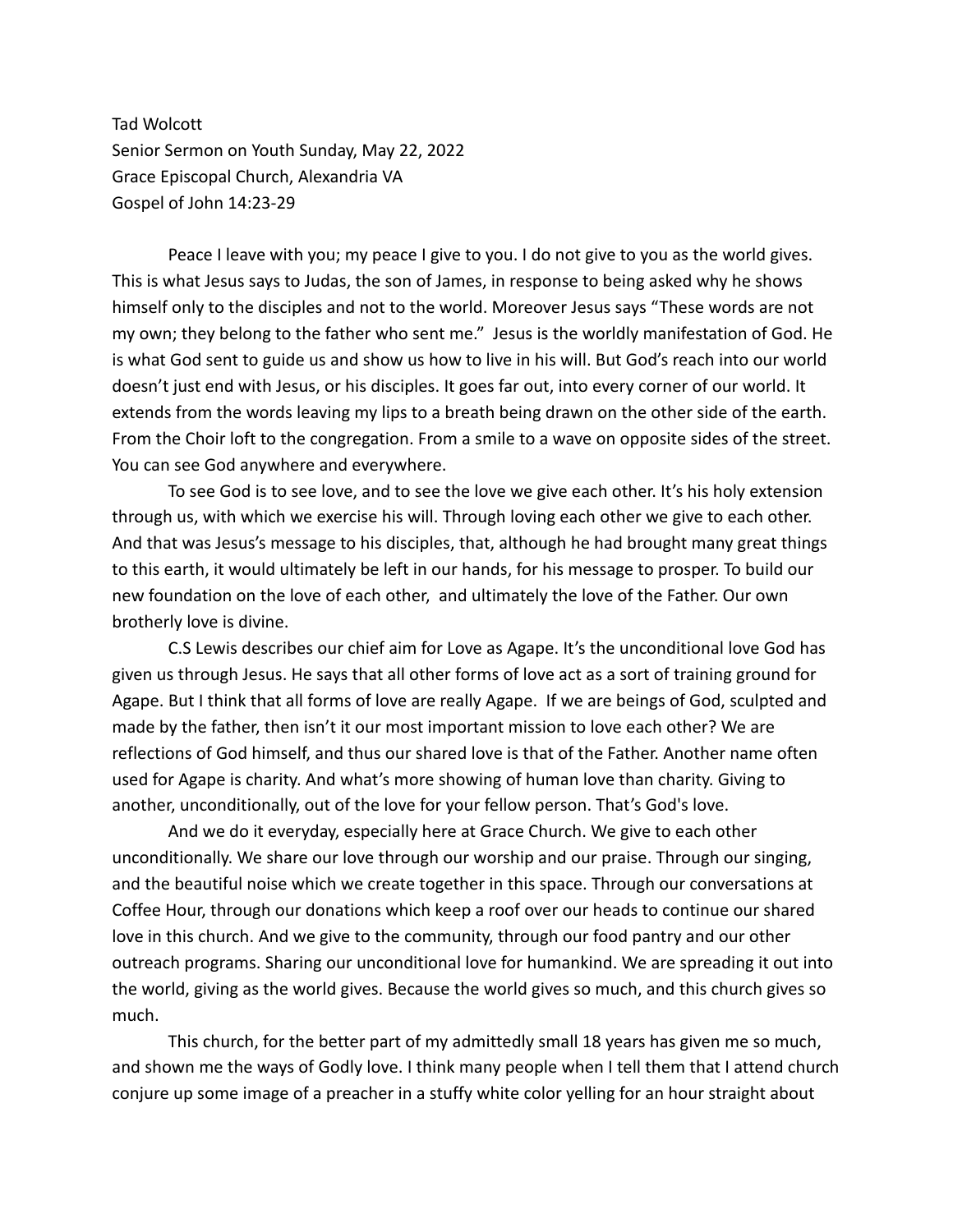Tad Wolcott
Senior Sermon on Youth Sunday, May 22, 2022
Grace Episcopal Church, Alexandria VA
Gospel of John 14:23-29

Peace I leave with you; my peace I give to you. I do not give to you as the world gives. This is what Jesus says to Judas, the son of James, in response to being asked why he shows himself only to the disciples and not to the world. Moreover Jesus says "These words are not my own; they belong to the father who sent me." Jesus is the worldly manifestation of God. He is what God sent to guide us and show us how to live in his will. But God's reach into our world doesn't just end with Jesus, or his disciples. It goes far out, into every corner of our world. It extends from the words leaving my lips to a breath being drawn on the other side of the earth. From the Choir loft to the congregation. From a smile to a wave on opposite sides of the street. You can see God anywhere and everywhere.

To see God is to see love, and to see the love we give each other. It's his holy extension through us, with which we exercise his will. Through loving each other we give to each other. And that was Jesus's message to his disciples, that, although he had brought many great things to this earth, it would ultimately be left in our hands, for his message to prosper. To build our new foundation on the love of each other, and ultimately the love of the Father. Our own brotherly love is divine.

C.S Lewis describes our chief aim for Love as Agape. It's the unconditional love God has given us through Jesus. He says that all other forms of love act as a sort of training ground for Agape. But I think that all forms of love are really Agape. If we are beings of God, sculpted and made by the father, then isn't it our most important mission to love each other? We are reflections of God himself, and thus our shared love is that of the Father. Another name often used for Agape is charity. And what's more showing of human love than charity. Giving to another, unconditionally, out of the love for your fellow person. That's God's love.

And we do it everyday, especially here at Grace Church. We give to each other unconditionally. We share our love through our worship and our praise. Through our singing, and the beautiful noise which we create together in this space. Through our conversations at Coffee Hour, through our donations which keep a roof over our heads to continue our shared love in this church. And we give to the community, through our food pantry and our other outreach programs. Sharing our unconditional love for humankind. We are spreading it out into the world, giving as the world gives. Because the world gives so much, and this church gives so much.

This church, for the better part of my admittedly small 18 years has given me so much, and shown me the ways of Godly love. I think many people when I tell them that I attend church conjure up some image of a preacher in a stuffy white color yelling for an hour straight about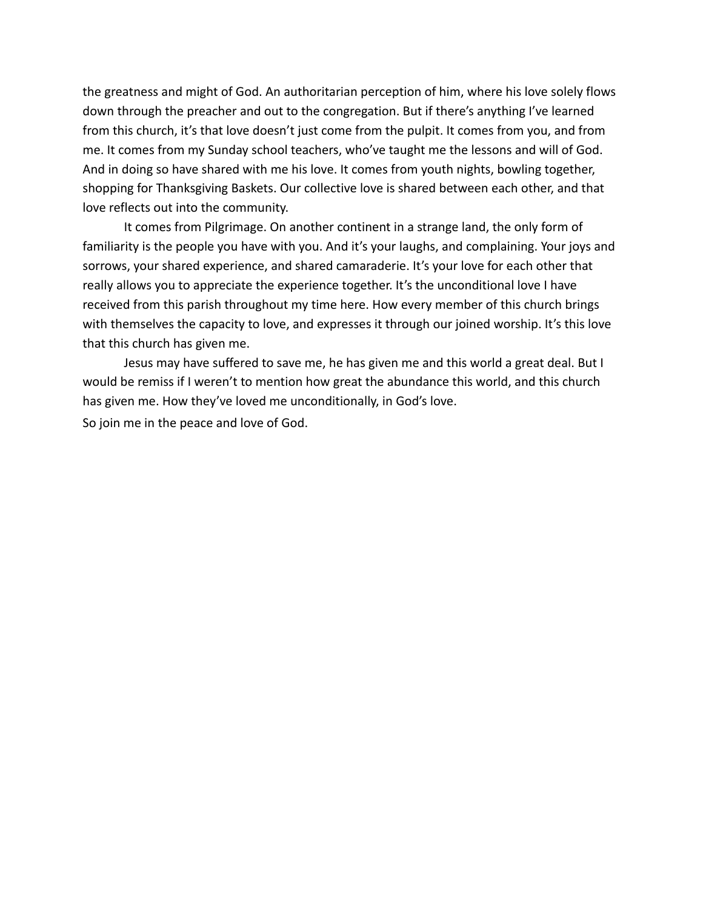the greatness and might of God. An authoritarian perception of him, where his love solely flows down through the preacher and out to the congregation. But if there's anything I've learned from this church, it's that love doesn't just come from the pulpit. It comes from you, and from me. It comes from my Sunday school teachers, who've taught me the lessons and will of God. And in doing so have shared with me his love. It comes from youth nights, bowling together, shopping for Thanksgiving Baskets. Our collective love is shared between each other, and that love reflects out into the community.

It comes from Pilgrimage. On another continent in a strange land, the only form of familiarity is the people you have with you. And it's your laughs, and complaining. Your joys and sorrows, your shared experience, and shared camaraderie. It's your love for each other that really allows you to appreciate the experience together. It's the unconditional love I have received from this parish throughout my time here. How every member of this church brings with themselves the capacity to love, and expresses it through our joined worship. It's this love that this church has given me.

Jesus may have suffered to save me, he has given me and this world a great deal. But I would be remiss if I weren't to mention how great the abundance this world, and this church has given me. How they've loved me unconditionally, in God's love.

So join me in the peace and love of God.